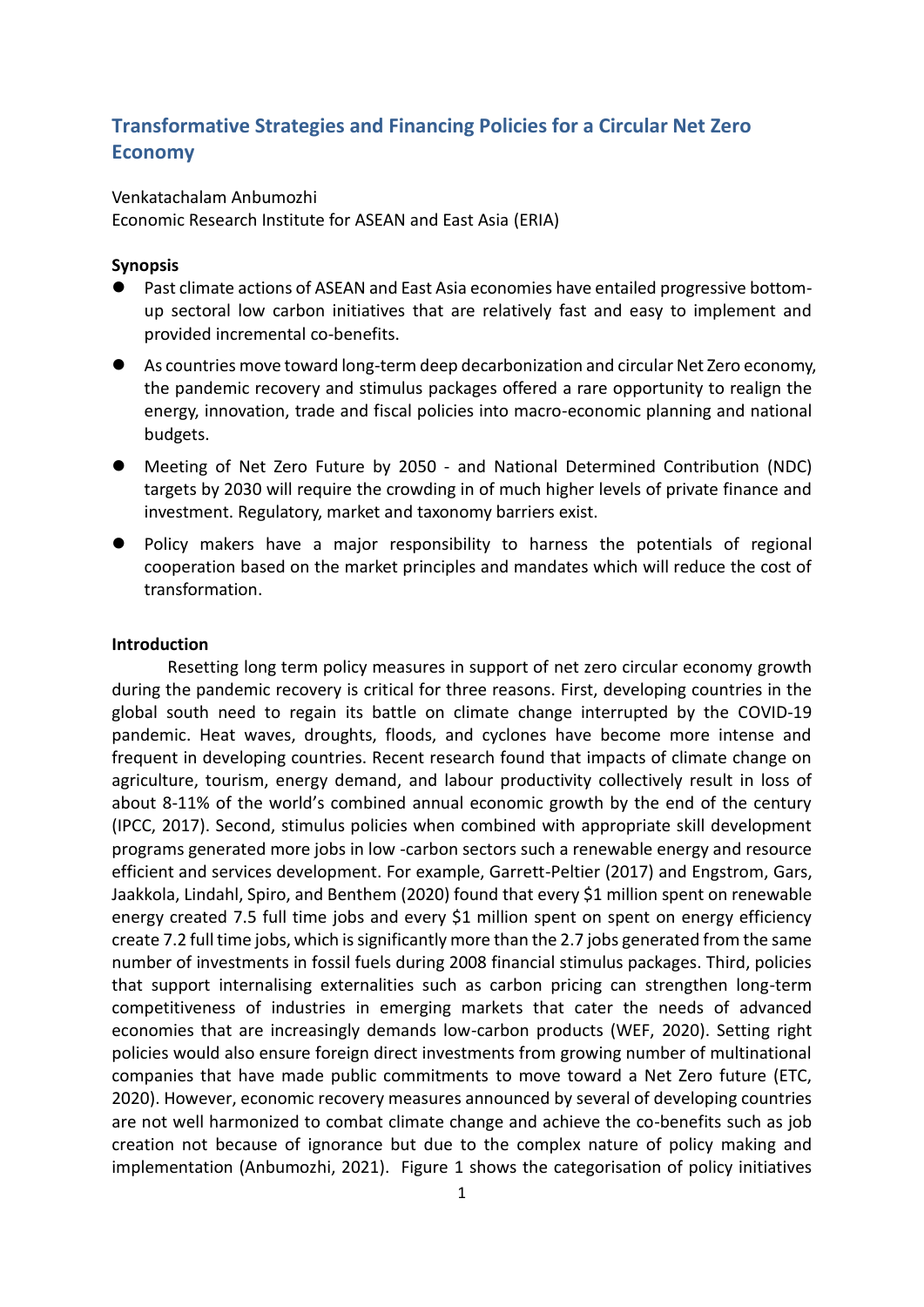# Transformative Strategies and Financing Policies for a Circular Net Zero Economy

Venkatachalam Anbumozhi
Economic Research Institute for ASEAN and East Asia (ERIA)

**Synopsis**

- Past climate actions of ASEAN and East Asia economies have entailed progressive bottom-up sectoral low carbon initiatives that are relatively fast and easy to implement and provided incremental co-benefits.
- As countries move toward long-term deep decarbonization and circular Net Zero economy, the pandemic recovery and stimulus packages offered a rare opportunity to realign the energy, innovation, trade and fiscal policies into macro-economic planning and national budgets.
- Meeting of Net Zero Future by 2050 - and National Determined Contribution (NDC) targets by 2030 will require the crowding in of much higher levels of private finance and investment. Regulatory, market and taxonomy barriers exist.
- Policy makers have a major responsibility to harness the potentials of regional cooperation based on the market principles and mandates which will reduce the cost of transformation.

**Introduction**

Resetting long term policy measures in support of net zero circular economy growth during the pandemic recovery is critical for three reasons. First, developing countries in the global south need to regain its battle on climate change interrupted by the COVID-19 pandemic. Heat waves, droughts, floods, and cyclones have become more intense and frequent in developing countries. Recent research found that impacts of climate change on agriculture, tourism, energy demand, and labour productivity collectively result in loss of about 8-11% of the world's combined annual economic growth by the end of the century (IPCC, 2017). Second, stimulus policies when combined with appropriate skill development programs generated more jobs in low -carbon sectors such a renewable energy and resource efficient and services development. For example, Garrett-Peltier (2017) and Engstrom, Gars, Jaakkola, Lindahl, Spiro, and Benthem (2020) found that every $1 million spent on renewable energy created 7.5 full time jobs and every $1 million spent on spent on energy efficiency create 7.2 full time jobs, which is significantly more than the 2.7 jobs generated from the same number of investments in fossil fuels during 2008 financial stimulus packages. Third, policies that support internalising externalities such as carbon pricing can strengthen long-term competitiveness of industries in emerging markets that cater the needs of advanced economies that are increasingly demands low-carbon products (WEF, 2020). Setting right policies would also ensure foreign direct investments from growing number of multinational companies that have made public commitments to move toward a Net Zero future (ETC, 2020). However, economic recovery measures announced by several of developing countries are not well harmonized to combat climate change and achieve the co-benefits such as job creation not because of ignorance but due to the complex nature of policy making and implementation (Anbumozhi, 2021). Figure 1 shows the categorisation of policy initiatives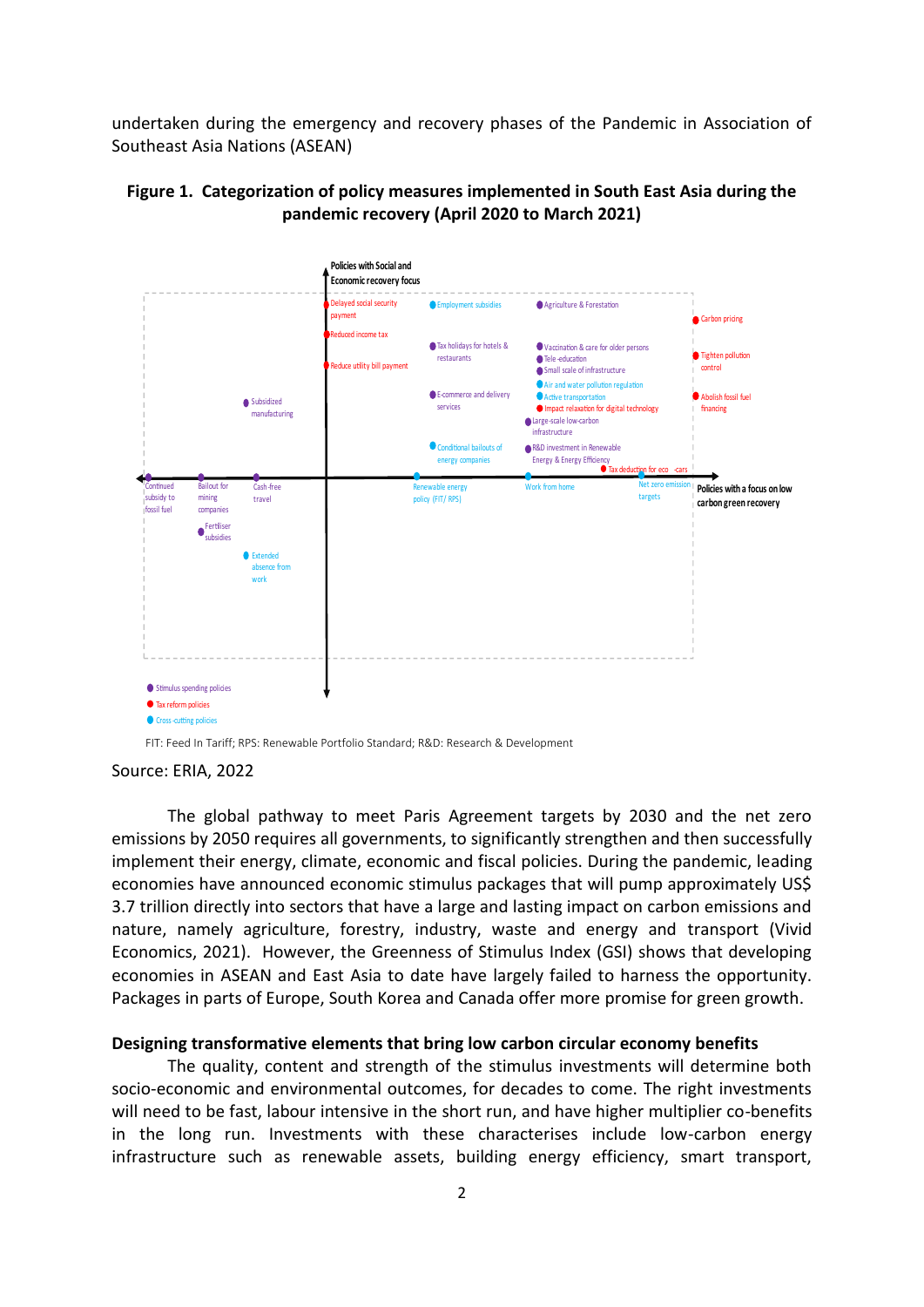undertaken during the emergency and recovery phases of the Pandemic in Association of Southeast Asia Nations (ASEAN)

**Figure 1. Categorization of policy measures implemented in South East Asia during the pandemic recovery (April 2020 to March 2021)**

FIT: Feed In Tariff; RPS: Renewable Portfolio Standard; R&D: Research & Development

Source: ERIA, 2022

The global pathway to meet Paris Agreement targets by 2030 and the net zero emissions by 2050 requires all governments, to significantly strengthen and then successfully implement their energy, climate, economic and fiscal policies. During the pandemic, leading economies have announced economic stimulus packages that will pump approximately US$ 3.7 trillion directly into sectors that have a large and lasting impact on carbon emissions and nature, namely agriculture, forestry, industry, waste and energy and transport (Vivid Economics, 2021). However, the Greenness of Stimulus Index (GSI) shows that developing economies in ASEAN and East Asia to date have largely failed to harness the opportunity. Packages in parts of Europe, South Korea and Canada offer more promise for green growth.

**Designing transformative elements that bring low carbon circular economy benefits**

The quality, content and strength of the stimulus investments will determine both socio-economic and environmental outcomes, for decades to come. The right investments will need to be fast, labour intensive in the short run, and have higher multiplier co-benefits in the long run. Investments with these characterises include low-carbon energy infrastructure such as renewable assets, building energy efficiency, smart transport,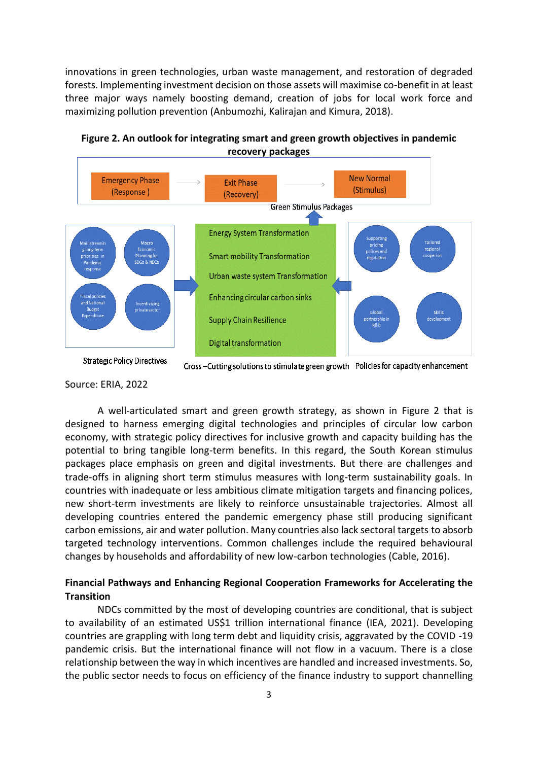innovations in green technologies, urban waste management, and restoration of degraded forests. Implementing investment decision on those assets will maximise co-benefit in at least three major ways namely boosting demand, creation of jobs for local work force and maximizing pollution prevention (Anbumozhi, Kalirajan and Kimura, 2018).

**Figure 2. An outlook for integrating smart and green growth objectives in pandemic recovery packages**

Emergency Phase (Response) → Exit Phase (Recovery) → New Normal (Stimulus)

Green Stimulus Packages

Strategic Policy Directives: Mainstreaming long-term priorities in Pandemic response; Macro Economic Planning for SDGs & NDCs; Fiscal policies and National Budget Expenditure; Incentivizing private sector

Cross –Cutting solutions to stimulate green growth: Energy System Transformation; Smart mobility Transformation; Urban waste system Transformation; Enhancing circular carbon sinks; Supply Chain Resilience; Digital transformation

Policies for capacity enhancement: Supporting pricing polices and regulation; Tailored regional cooperation; Global partnership in R&D; Skills development

Source: ERIA, 2022

A well-articulated smart and green growth strategy, as shown in Figure 2 that is designed to harness emerging digital technologies and principles of circular low carbon economy, with strategic policy directives for inclusive growth and capacity building has the potential to bring tangible long-term benefits. In this regard, the South Korean stimulus packages place emphasis on green and digital investments. But there are challenges and trade-offs in aligning short term stimulus measures with long-term sustainability goals. In countries with inadequate or less ambitious climate mitigation targets and financing polices, new short-term investments are likely to reinforce unsustainable trajectories. Almost all developing countries entered the pandemic emergency phase still producing significant carbon emissions, air and water pollution. Many countries also lack sectoral targets to absorb targeted technology interventions. Common challenges include the required behavioural changes by households and affordability of new low-carbon technologies (Cable, 2016).

**Financial Pathways and Enhancing Regional Cooperation Frameworks for Accelerating the Transition**

NDCs committed by the most of developing countries are conditional, that is subject to availability of an estimated US$1 trillion international finance (IEA, 2021). Developing countries are grappling with long term debt and liquidity crisis, aggravated by the COVID -19 pandemic crisis. But the international finance will not flow in a vacuum. There is a close relationship between the way in which incentives are handled and increased investments. So, the public sector needs to focus on efficiency of the finance industry to support channelling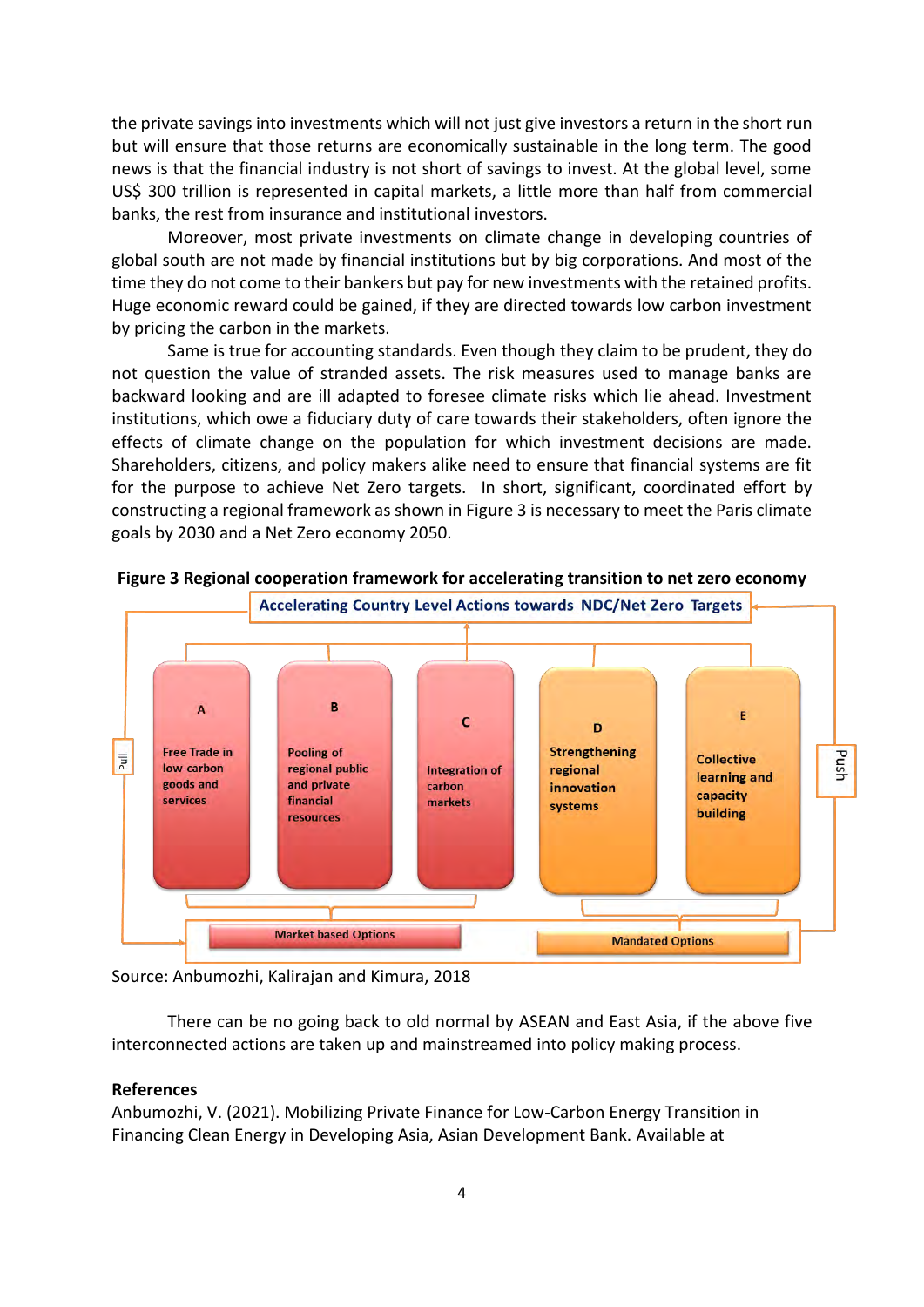the private savings into investments which will not just give investors a return in the short run but will ensure that those returns are economically sustainable in the long term. The good news is that the financial industry is not short of savings to invest. At the global level, some US$ 300 trillion is represented in capital markets, a little more than half from commercial banks, the rest from insurance and institutional investors.

Moreover, most private investments on climate change in developing countries of global south are not made by financial institutions but by big corporations. And most of the time they do not come to their bankers but pay for new investments with the retained profits. Huge economic reward could be gained, if they are directed towards low carbon investment by pricing the carbon in the markets.

Same is true for accounting standards. Even though they claim to be prudent, they do not question the value of stranded assets. The risk measures used to manage banks are backward looking and are ill adapted to foresee climate risks which lie ahead. Investment institutions, which owe a fiduciary duty of care towards their stakeholders, often ignore the effects of climate change on the population for which investment decisions are made. Shareholders, citizens, and policy makers alike need to ensure that financial systems are fit for the purpose to achieve Net Zero targets. In short, significant, coordinated effort by constructing a regional framework as shown in Figure 3 is necessary to meet the Paris climate goals by 2030 and a Net Zero economy 2050.

**Figure 3 Regional cooperation framework for accelerating transition to net zero economy**

Accelerating Country Level Actions towards NDC/Net Zero Targets

- A: Free Trade in low-carbon goods and services
- B: Pooling of regional public and private financial resources
- C: Integration of carbon markets
- D: Strengthening regional innovation systems
- E: Collective learning and capacity building

Pull — Market based Options (A, B, C)

Push — Mandated Options (D, E)

Source: Anbumozhi, Kalirajan and Kimura, 2018

There can be no going back to old normal by ASEAN and East Asia, if the above five interconnected actions are taken up and mainstreamed into policy making process.

## References

Anbumozhi, V. (2021). Mobilizing Private Finance for Low-Carbon Energy Transition in Financing Clean Energy in Developing Asia, Asian Development Bank. Available at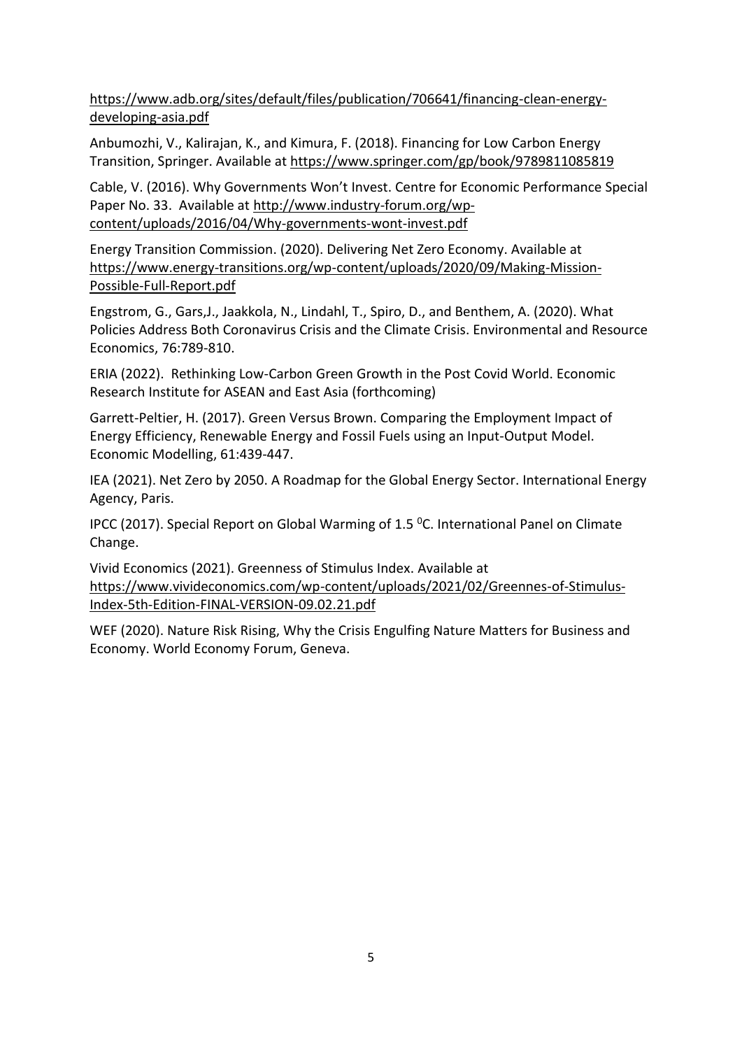https://www.adb.org/sites/default/files/publication/706641/financing-clean-energy-developing-asia.pdf

Anbumozhi, V., Kalirajan, K., and Kimura, F. (2018). Financing for Low Carbon Energy Transition, Springer. Available at https://www.springer.com/gp/book/9789811085819

Cable, V. (2016). Why Governments Won't Invest. Centre for Economic Performance Special Paper No. 33. Available at http://www.industry-forum.org/wp-content/uploads/2016/04/Why-governments-wont-invest.pdf

Energy Transition Commission. (2020). Delivering Net Zero Economy. Available at https://www.energy-transitions.org/wp-content/uploads/2020/09/Making-Mission-Possible-Full-Report.pdf

Engstrom, G., Gars,J., Jaakkola, N., Lindahl, T., Spiro, D., and Benthem, A. (2020). What Policies Address Both Coronavirus Crisis and the Climate Crisis. Environmental and Resource Economics, 76:789-810.

ERIA (2022). Rethinking Low-Carbon Green Growth in the Post Covid World. Economic Research Institute for ASEAN and East Asia (forthcoming)

Garrett-Peltier, H. (2017). Green Versus Brown. Comparing the Employment Impact of Energy Efficiency, Renewable Energy and Fossil Fuels using an Input-Output Model. Economic Modelling, 61:439-447.

IEA (2021). Net Zero by 2050. A Roadmap for the Global Energy Sector. International Energy Agency, Paris.

IPCC (2017). Special Report on Global Warming of 1.5 $^{0}$C. International Panel on Climate Change.

Vivid Economics (2021). Greenness of Stimulus Index. Available at https://www.vivideconomics.com/wp-content/uploads/2021/02/Greennes-of-Stimulus-Index-5th-Edition-FINAL-VERSION-09.02.21.pdf

WEF (2020). Nature Risk Rising, Why the Crisis Engulfing Nature Matters for Business and Economy. World Economy Forum, Geneva.